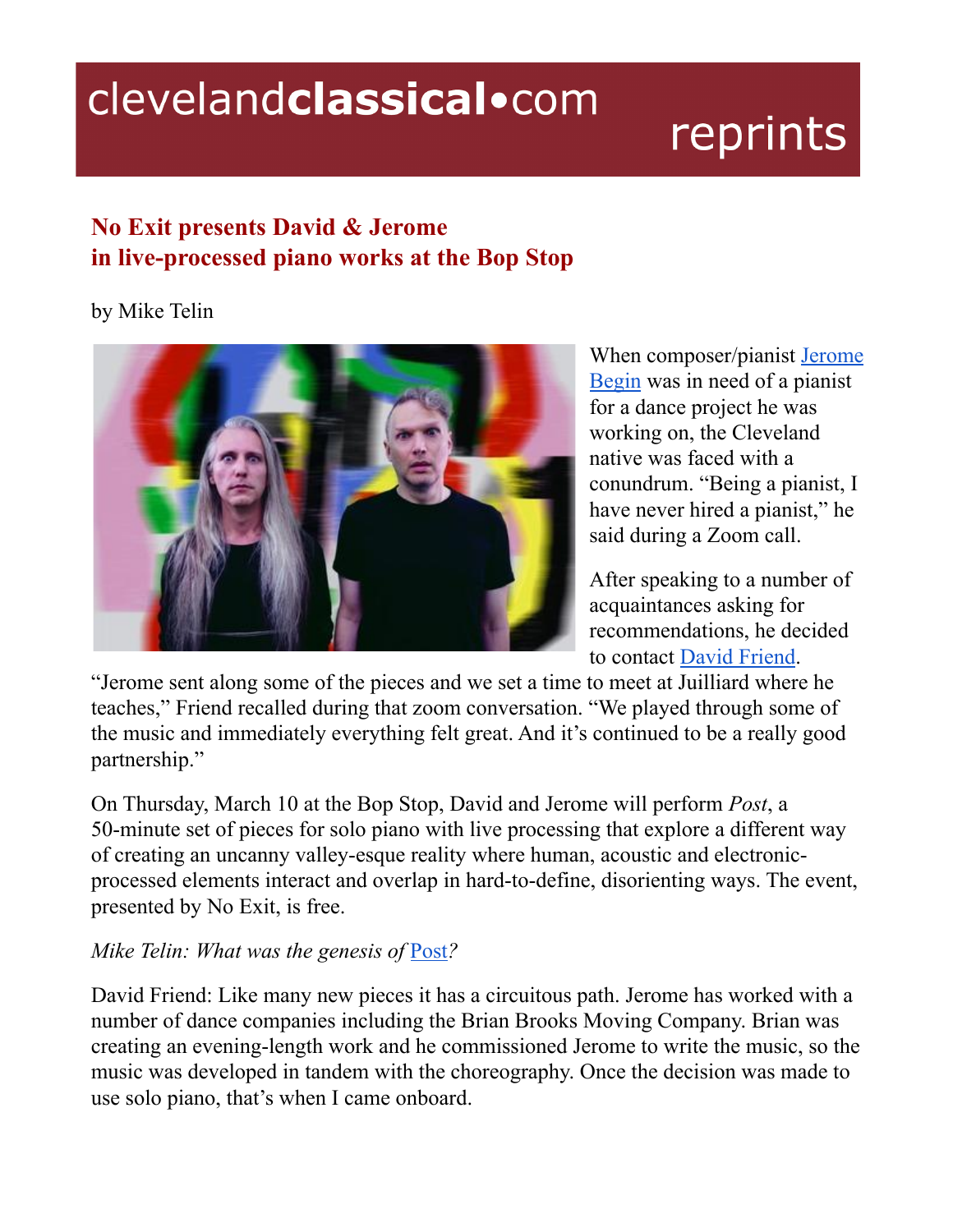clevelandclassical•com reprints

# No Exit presents David & Jerome in live-processed piano works at the Bop Stop

by Mike Telin

When composer/pianist Jerome Begin was in need of a pianist for a dance project he was working on, the Cleveland native was faced with a conundrum. "Being a pianist, I have never hired a pianist," he said during a Zoom call.

After speaking to a number of acquaintances asking for recommendations, he decided to contact David Friend.

"Jerome sent along some of the pieces and we set a time to meet at Juilliard where he teaches," Friend recalled during that zoom conversation. "We played through some of the music and immediately everything felt great. And it's continued to be a really good partnership."

On Thursday, March 10 at the Bop Stop, David and Jerome will perform *Post*, a 50-minute set of pieces for solo piano with live processing that explore a different way of creating an uncanny valley-esque reality where human, acoustic and electronic-processed elements interact and overlap in hard-to-define, disorienting ways. The event, presented by No Exit, is free.

*Mike Telin: What was the genesis of Post?*

David Friend: Like many new pieces it has a circuitous path. Jerome has worked with a number of dance companies including the Brian Brooks Moving Company. Brian was creating an evening-length work and he commissioned Jerome to write the music, so the music was developed in tandem with the choreography. Once the decision was made to use solo piano, that's when I came onboard.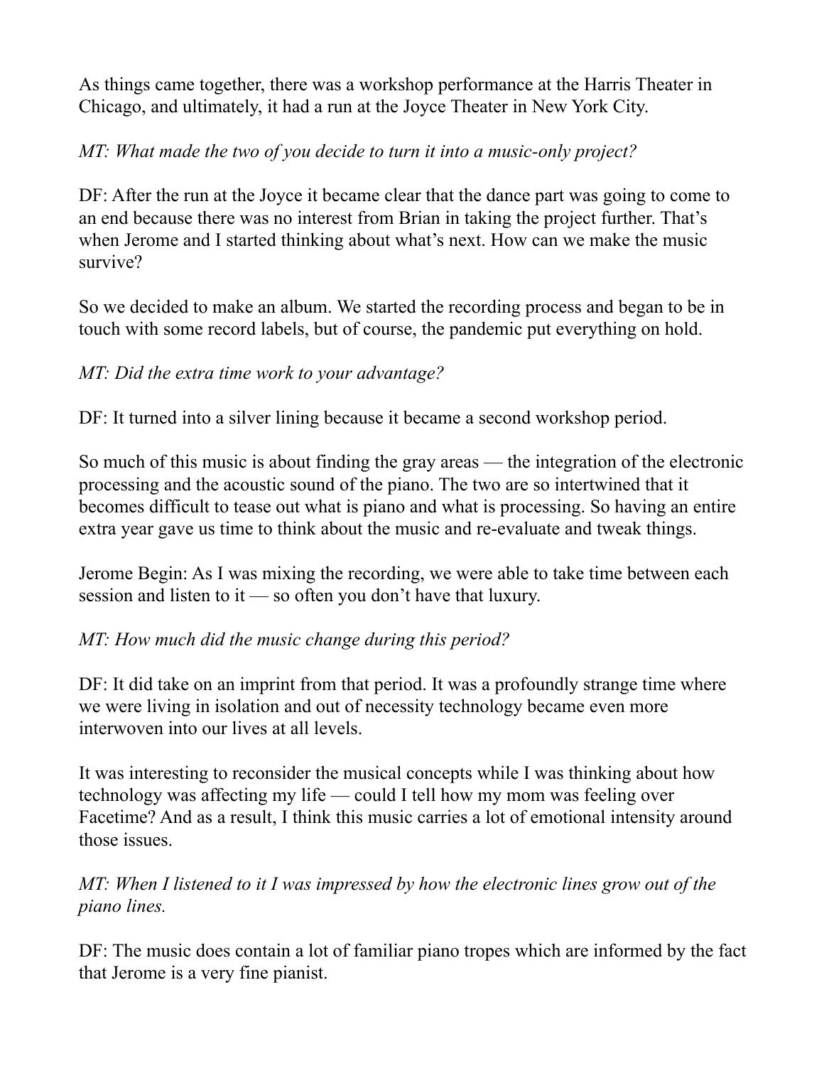As things came together, there was a workshop performance at the Harris Theater in Chicago, and ultimately, it had a run at the Joyce Theater in New York City.

*MT: What made the two of you decide to turn it into a music-only project?*

DF: After the run at the Joyce it became clear that the dance part was going to come to an end because there was no interest from Brian in taking the project further. That's when Jerome and I started thinking about what's next. How can we make the music survive?

So we decided to make an album. We started the recording process and began to be in touch with some record labels, but of course, the pandemic put everything on hold.

*MT: Did the extra time work to your advantage?*

DF: It turned into a silver lining because it became a second workshop period.

So much of this music is about finding the gray areas — the integration of the electronic processing and the acoustic sound of the piano. The two are so intertwined that it becomes difficult to tease out what is piano and what is processing. So having an entire extra year gave us time to think about the music and re-evaluate and tweak things.

Jerome Begin: As I was mixing the recording, we were able to take time between each session and listen to it — so often you don't have that luxury.

*MT: How much did the music change during this period?*

DF: It did take on an imprint from that period. It was a profoundly strange time where we were living in isolation and out of necessity technology became even more interwoven into our lives at all levels.

It was interesting to reconsider the musical concepts while I was thinking about how technology was affecting my life — could I tell how my mom was feeling over Facetime? And as a result, I think this music carries a lot of emotional intensity around those issues.

*MT: When I listened to it I was impressed by how the electronic lines grow out of the piano lines.*

DF: The music does contain a lot of familiar piano tropes which are informed by the fact that Jerome is a very fine pianist.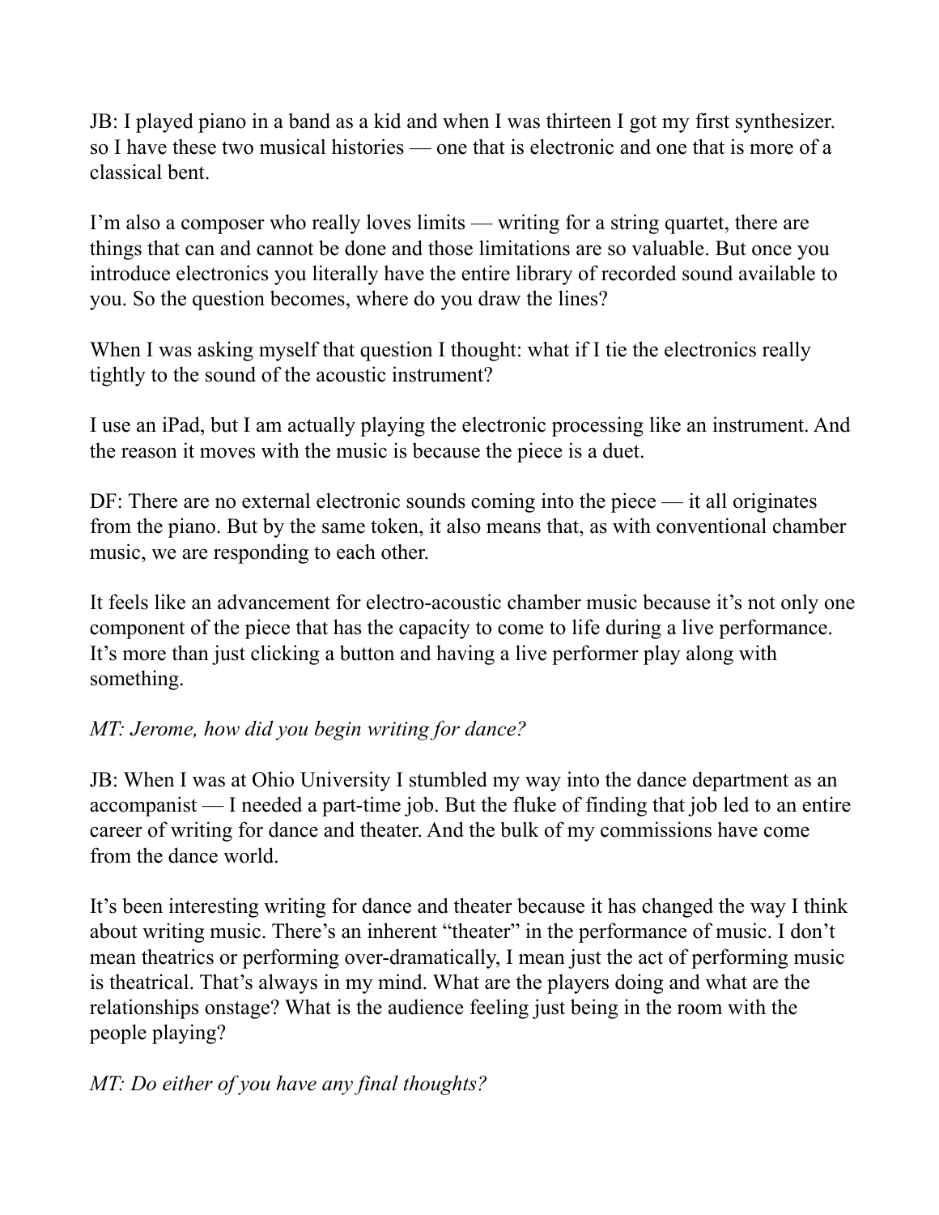JB: I played piano in a band as a kid and when I was thirteen I got my first synthesizer. so I have these two musical histories — one that is electronic and one that is more of a classical bent.

I'm also a composer who really loves limits — writing for a string quartet, there are things that can and cannot be done and those limitations are so valuable. But once you introduce electronics you literally have the entire library of recorded sound available to you. So the question becomes, where do you draw the lines?

When I was asking myself that question I thought: what if I tie the electronics really tightly to the sound of the acoustic instrument?

I use an iPad, but I am actually playing the electronic processing like an instrument. And the reason it moves with the music is because the piece is a duet.

DF: There are no external electronic sounds coming into the piece — it all originates from the piano. But by the same token, it also means that, as with conventional chamber music, we are responding to each other.

It feels like an advancement for electro-acoustic chamber music because it's not only one component of the piece that has the capacity to come to life during a live performance. It's more than just clicking a button and having a live performer play along with something.

*MT: Jerome, how did you begin writing for dance?*

JB: When I was at Ohio University I stumbled my way into the dance department as an accompanist — I needed a part-time job. But the fluke of finding that job led to an entire career of writing for dance and theater. And the bulk of my commissions have come from the dance world.

It's been interesting writing for dance and theater because it has changed the way I think about writing music. There's an inherent "theater" in the performance of music. I don't mean theatrics or performing over-dramatically, I mean just the act of performing music is theatrical. That's always in my mind. What are the players doing and what are the relationships onstage? What is the audience feeling just being in the room with the people playing?

*MT: Do either of you have any final thoughts?*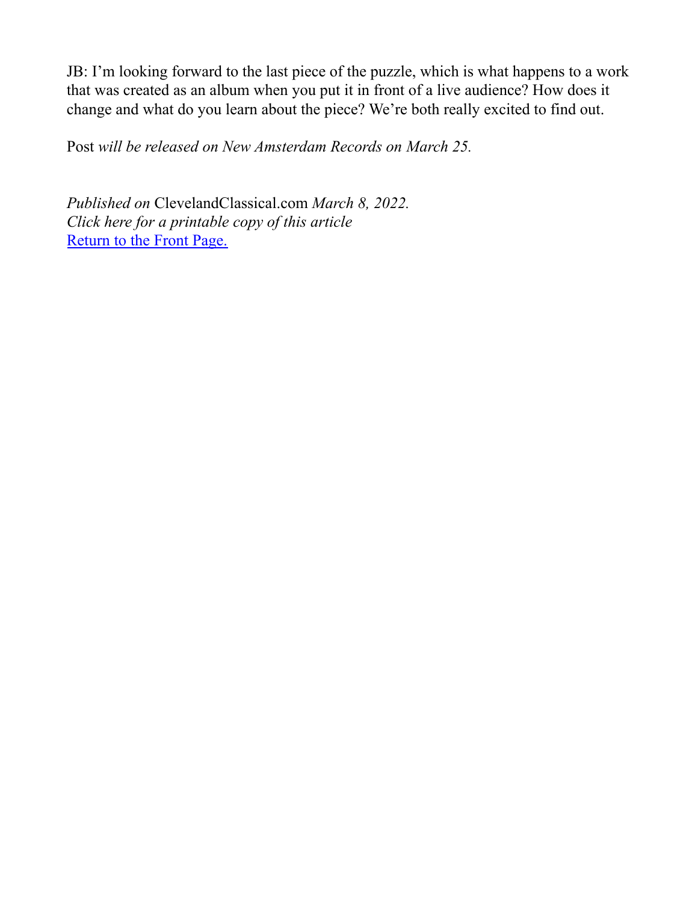JB: I'm looking forward to the last piece of the puzzle, which is what happens to a work that was created as an album when you put it in front of a live audience? How does it change and what do you learn about the piece? We're both really excited to find out.

Post *will be released on New Amsterdam Records on March 25.*

*Published on* ClevelandClassical.com *March 8, 2022.*
*Click here for a printable copy of this article*
[Return to the Front Page.]